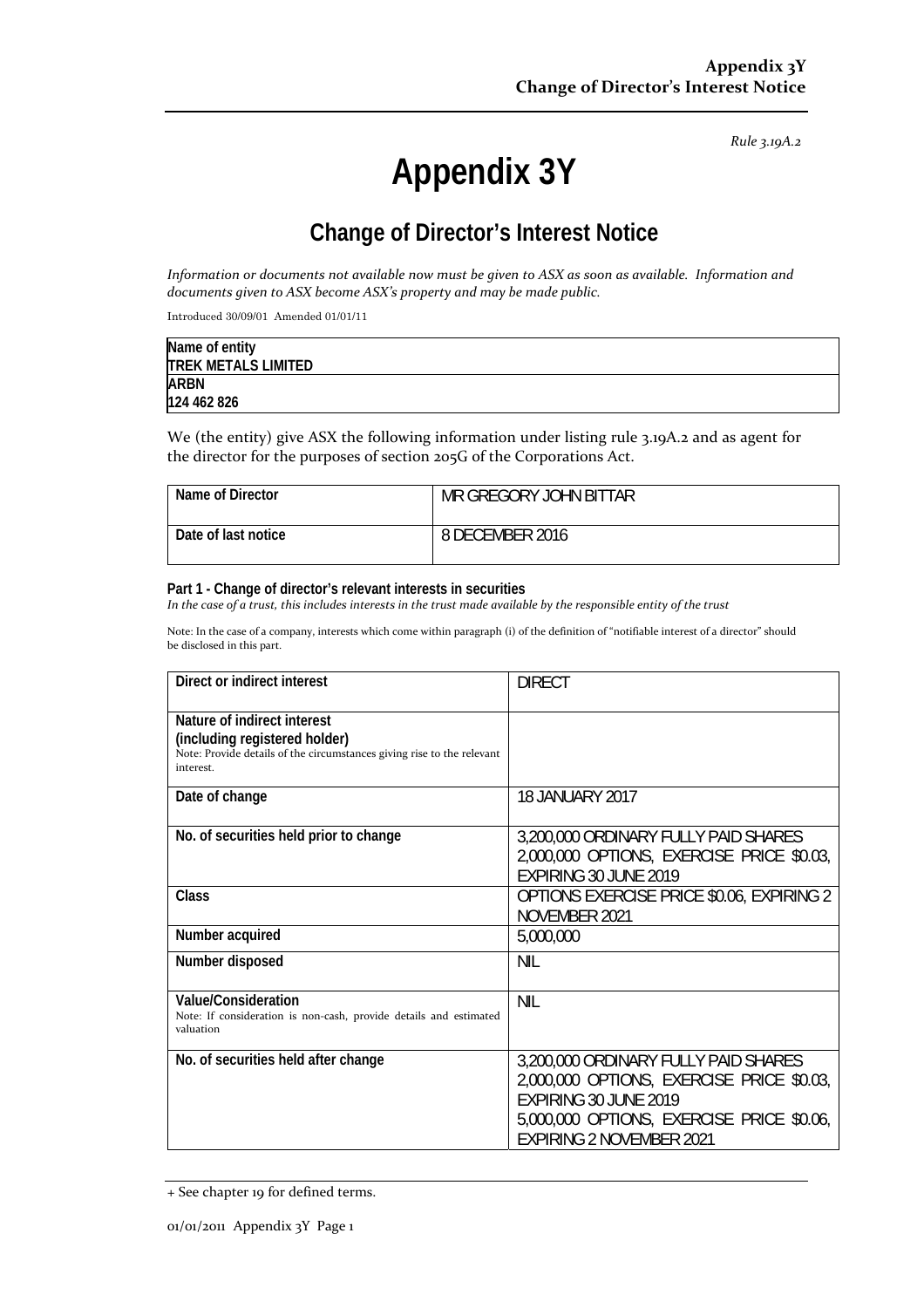*Rule 3.19A.2*

# Appendix 3Y

## Change of Director's Interest Notice

*Information or documents not available now must be given to ASX as soon as available. Information and documents given to ASX become ASX's property and may be made public.*

Introduced 30/09/01 Amended 01/01/11

| Name of entity |
|---|
| **TREK METALS LIMITED** |
| **ARBN** |
| **124 462 826** |

We (the entity) give ASX the following information under listing rule 3.19A.2 and as agent for the director for the purposes of section 205G of the Corporations Act.

| | |
|---|---|
| **Name of Director** | MR GREGORY JOHN BITTAR |
| **Date of last notice** | 8 DECEMBER 2016 |

**Part 1 - Change of director's relevant interests in securities**
*In the case of a trust, this includes interests in the trust made available by the responsible entity of the trust*

Note: In the case of a company, interests which come within paragraph (i) of the definition of "notifiable interest of a director" should be disclosed in this part.

| | |
|---|---|
| **Direct or indirect interest** | DIRECT |
| **Nature of indirect interest (including registered holder)**<br>Note: Provide details of the circumstances giving rise to the relevant interest. | |
| **Date of change** | 18 JANUARY 2017 |
| **No. of securities held prior to change** | 3,200,000 ORDINARY FULLY PAID SHARES<br>2,000,000 OPTIONS, EXERCISE PRICE $0.03, EXPIRING 30 JUNE 2019 |
| **Class** | OPTIONS EXERCISE PRICE $0.06, EXPIRING 2 NOVEMBER 2021 |
| **Number acquired** | 5,000,000 |
| **Number disposed** | NIL |
| **Value/Consideration**<br>Note: If consideration is non-cash, provide details and estimated valuation | NIL |
| **No. of securities held after change** | 3,200,000 ORDINARY FULLY PAID SHARES<br>2,000,000 OPTIONS, EXERCISE PRICE $0.03, EXPIRING 30 JUNE 2019<br>5,000,000 OPTIONS, EXERCISE PRICE $0.06, EXPIRING 2 NOVEMBER 2021 |

+ See chapter 19 for defined terms.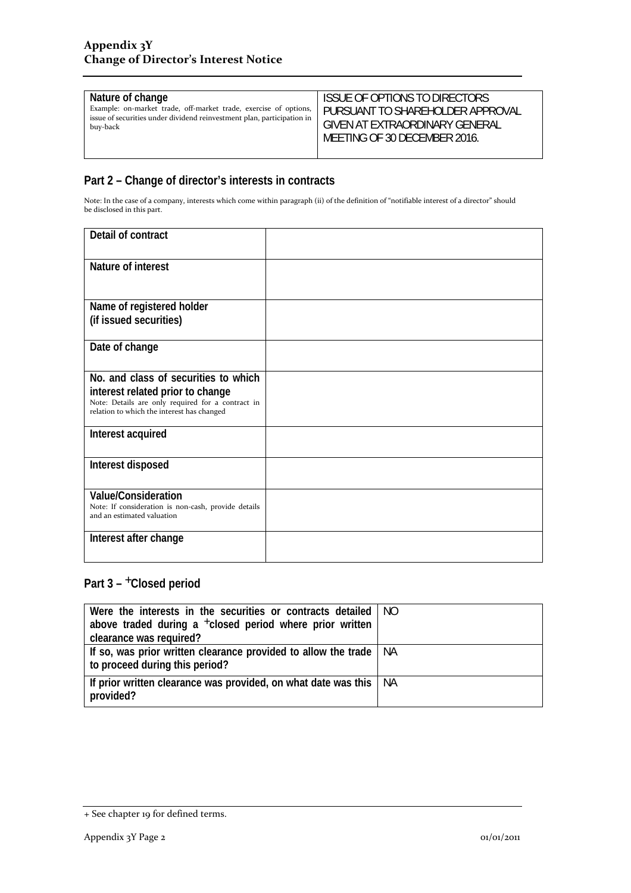# Appendix 3Y
# Change of Director's Interest Notice

| | |
|---|---|
| **Nature of change**<br>Example: on-market trade, off-market trade, exercise of options, issue of securities under dividend reinvestment plan, participation in buy-back | ISSUE OF OPTIONS TO DIRECTORS PURSUANT TO SHAREHOLDER APPROVAL GIVEN AT EXTRAORDINARY GENERAL MEETING OF 30 DECEMBER 2016. |

## Part 2 – Change of director's interests in contracts

Note: In the case of a company, interests which come within paragraph (ii) of the definition of "notifiable interest of a director" should be disclosed in this part.

| | |
|---|---|
| **Detail of contract** | |
| **Nature of interest** | |
| **Name of registered holder (if issued securities)** | |
| **Date of change** | |
| **No. and class of securities to which interest related prior to change**<br>Note: Details are only required for a contract in relation to which the interest has changed | |
| **Interest acquired** | |
| **Interest disposed** | |
| **Value/Consideration**<br>Note: If consideration is non-cash, provide details and an estimated valuation | |
| **Interest after change** | |

## Part 3 – +Closed period

| | |
|---|---|
| **Were the interests in the securities or contracts detailed above traded during a +closed period where prior written clearance was required?** | NO |
| **If so, was prior written clearance provided to allow the trade to proceed during this period?** | NA |
| **If prior written clearance was provided, on what date was this provided?** | NA |

+ See chapter 19 for defined terms.